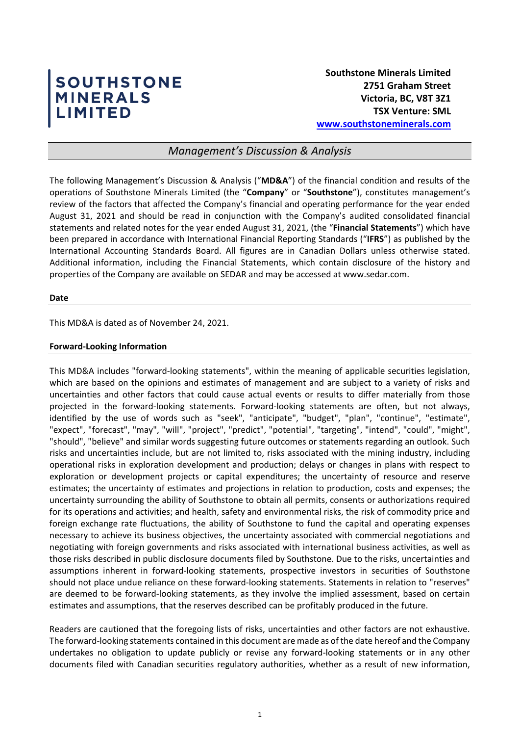**SOUTHSTONE MINERALS LIMITED**

**Southstone Minerals Limited**
**2751 Graham Street**
**Victoria, BC, V8T 3Z1**
**TSX Venture: SML**
**[www.southstoneminerals.com](http://www.southstoneminerals.com)**

# *Management's Discussion & Analysis*

The following Management's Discussion & Analysis ("**MD&A**") of the financial condition and results of the operations of Southstone Minerals Limited (the "**Company**" or "**Southstone**"), constitutes management's review of the factors that affected the Company's financial and operating performance for the year ended August 31, 2021 and should be read in conjunction with the Company's audited consolidated financial statements and related notes for the year ended August 31, 2021, (the "**Financial Statements**") which have been prepared in accordance with International Financial Reporting Standards ("**IFRS**") as published by the International Accounting Standards Board. All figures are in Canadian Dollars unless otherwise stated. Additional information, including the Financial Statements, which contain disclosure of the history and properties of the Company are available on SEDAR and may be accessed at www.sedar.com.

## Date

This MD&A is dated as of November 24, 2021.

## Forward-Looking Information

This MD&A includes "forward-looking statements", within the meaning of applicable securities legislation, which are based on the opinions and estimates of management and are subject to a variety of risks and uncertainties and other factors that could cause actual events or results to differ materially from those projected in the forward-looking statements. Forward-looking statements are often, but not always, identified by the use of words such as "seek", "anticipate", "budget", "plan", "continue", "estimate", "expect", "forecast", "may", "will", "project", "predict", "potential", "targeting", "intend", "could", "might", "should", "believe" and similar words suggesting future outcomes or statements regarding an outlook. Such risks and uncertainties include, but are not limited to, risks associated with the mining industry, including operational risks in exploration development and production; delays or changes in plans with respect to exploration or development projects or capital expenditures; the uncertainty of resource and reserve estimates; the uncertainty of estimates and projections in relation to production, costs and expenses; the uncertainty surrounding the ability of Southstone to obtain all permits, consents or authorizations required for its operations and activities; and health, safety and environmental risks, the risk of commodity price and foreign exchange rate fluctuations, the ability of Southstone to fund the capital and operating expenses necessary to achieve its business objectives, the uncertainty associated with commercial negotiations and negotiating with foreign governments and risks associated with international business activities, as well as those risks described in public disclosure documents filed by Southstone. Due to the risks, uncertainties and assumptions inherent in forward-looking statements, prospective investors in securities of Southstone should not place undue reliance on these forward-looking statements. Statements in relation to "reserves" are deemed to be forward-looking statements, as they involve the implied assessment, based on certain estimates and assumptions, that the reserves described can be profitably produced in the future.

Readers are cautioned that the foregoing lists of risks, uncertainties and other factors are not exhaustive. The forward-looking statements contained in this document are made as of the date hereof and the Company undertakes no obligation to update publicly or revise any forward-looking statements or in any other documents filed with Canadian securities regulatory authorities, whether as a result of new information,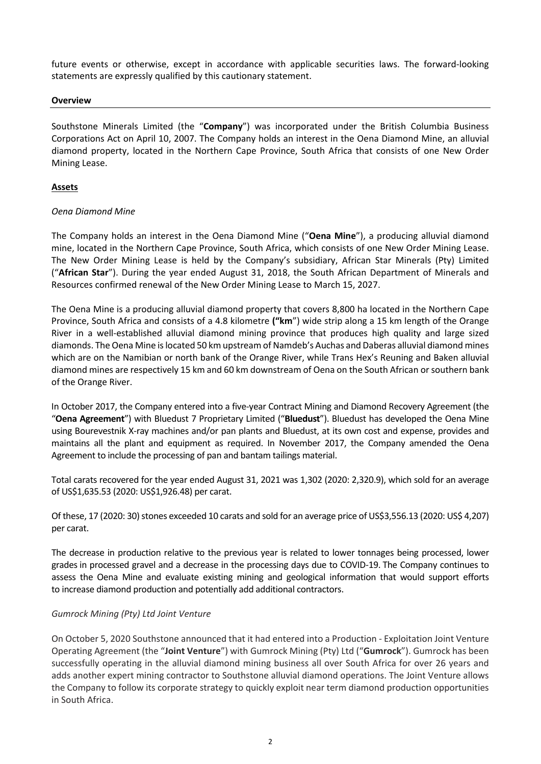future events or otherwise, except in accordance with applicable securities laws. The forward-looking statements are expressly qualified by this cautionary statement.

**Overview**

Southstone Minerals Limited (the "**Company**") was incorporated under the British Columbia Business Corporations Act on April 10, 2007. The Company holds an interest in the Oena Diamond Mine, an alluvial diamond property, located in the Northern Cape Province, South Africa that consists of one New Order Mining Lease.

**Assets**

*Oena Diamond Mine*

The Company holds an interest in the Oena Diamond Mine ("**Oena Mine**"), a producing alluvial diamond mine, located in the Northern Cape Province, South Africa, which consists of one New Order Mining Lease. The New Order Mining Lease is held by the Company's subsidiary, African Star Minerals (Pty) Limited ("**African Star**"). During the year ended August 31, 2018, the South African Department of Minerals and Resources confirmed renewal of the New Order Mining Lease to March 15, 2027.

The Oena Mine is a producing alluvial diamond property that covers 8,800 ha located in the Northern Cape Province, South Africa and consists of a 4.8 kilometre **("km**") wide strip along a 15 km length of the Orange River in a well-established alluvial diamond mining province that produces high quality and large sized diamonds. The Oena Mine is located 50 km upstream of Namdeb's Auchas and Daberas alluvial diamond mines which are on the Namibian or north bank of the Orange River, while Trans Hex's Reuning and Baken alluvial diamond mines are respectively 15 km and 60 km downstream of Oena on the South African or southern bank of the Orange River.

In October 2017, the Company entered into a five-year Contract Mining and Diamond Recovery Agreement (the "**Oena Agreement**") with Bluedust 7 Proprietary Limited ("**Bluedust**"). Bluedust has developed the Oena Mine using Bourevestnik X-ray machines and/or pan plants and Bluedust, at its own cost and expense, provides and maintains all the plant and equipment as required. In November 2017, the Company amended the Oena Agreement to include the processing of pan and bantam tailings material.

Total carats recovered for the year ended August 31, 2021 was 1,302 (2020: 2,320.9), which sold for an average of US$1,635.53 (2020: US$1,926.48) per carat.

Of these, 17 (2020: 30) stones exceeded 10 carats and sold for an average price of US$3,556.13 (2020: US$ 4,207) per carat.

The decrease in production relative to the previous year is related to lower tonnages being processed, lower grades in processed gravel and a decrease in the processing days due to COVID-19. The Company continues to assess the Oena Mine and evaluate existing mining and geological information that would support efforts to increase diamond production and potentially add additional contractors.

*Gumrock Mining (Pty) Ltd Joint Venture*

On October 5, 2020 Southstone announced that it had entered into a Production - Exploitation Joint Venture Operating Agreement (the "**Joint Venture**") with Gumrock Mining (Pty) Ltd ("**Gumrock**"). Gumrock has been successfully operating in the alluvial diamond mining business all over South Africa for over 26 years and adds another expert mining contractor to Southstone alluvial diamond operations. The Joint Venture allows the Company to follow its corporate strategy to quickly exploit near term diamond production opportunities in South Africa.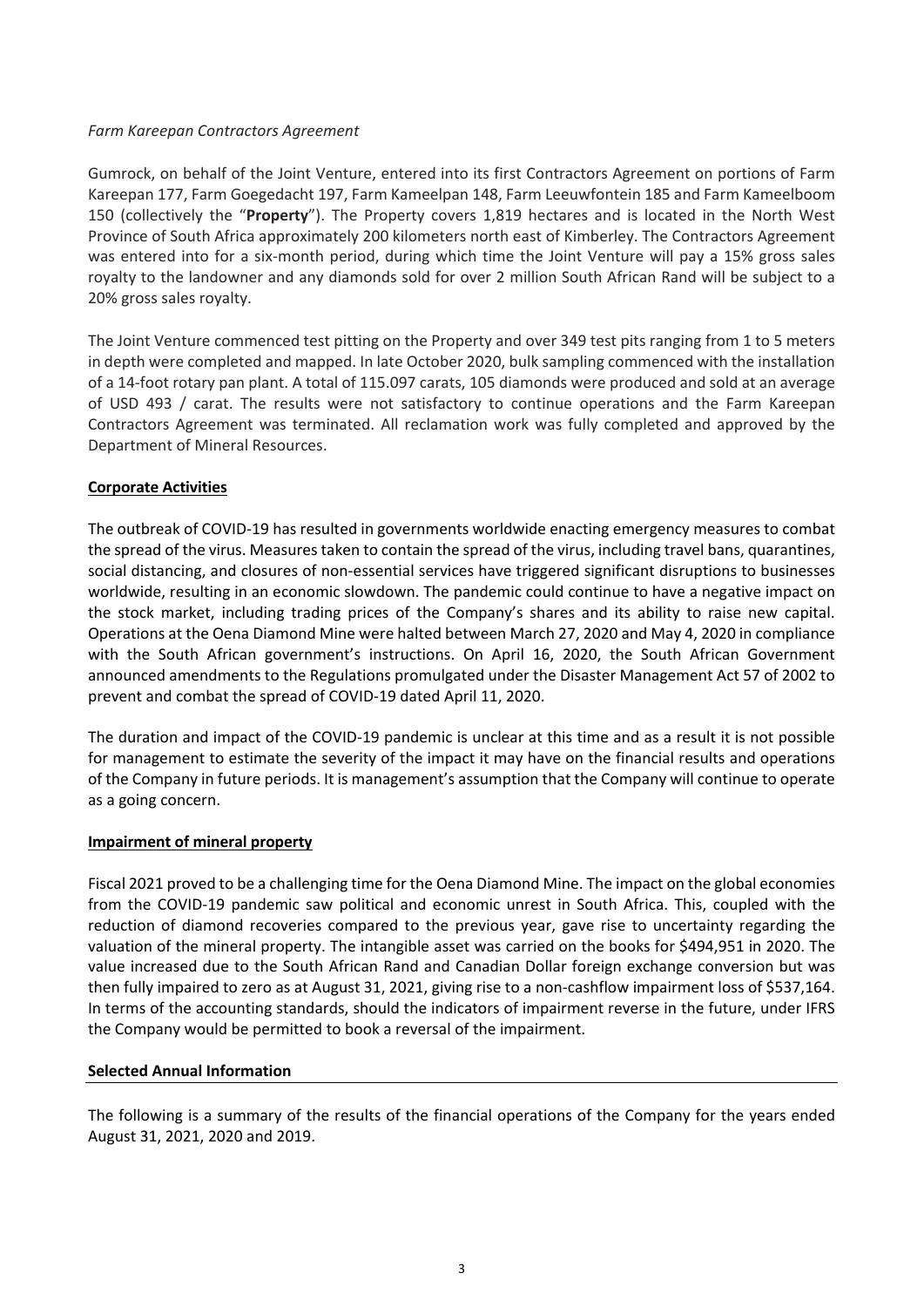*Farm Kareepan Contractors Agreement*

Gumrock, on behalf of the Joint Venture, entered into its first Contractors Agreement on portions of Farm Kareepan 177, Farm Goegedacht 197, Farm Kameelpan 148, Farm Leeuwfontein 185 and Farm Kameelboom 150 (collectively the "**Property**"). The Property covers 1,819 hectares and is located in the North West Province of South Africa approximately 200 kilometers north east of Kimberley. The Contractors Agreement was entered into for a six-month period, during which time the Joint Venture will pay a 15% gross sales royalty to the landowner and any diamonds sold for over 2 million South African Rand will be subject to a 20% gross sales royalty.

The Joint Venture commenced test pitting on the Property and over 349 test pits ranging from 1 to 5 meters in depth were completed and mapped. In late October 2020, bulk sampling commenced with the installation of a 14-foot rotary pan plant. A total of 115.097 carats, 105 diamonds were produced and sold at an average of USD 493 / carat. The results were not satisfactory to continue operations and the Farm Kareepan Contractors Agreement was terminated. All reclamation work was fully completed and approved by the Department of Mineral Resources.

## Corporate Activities

The outbreak of COVID-19 has resulted in governments worldwide enacting emergency measures to combat the spread of the virus. Measures taken to contain the spread of the virus, including travel bans, quarantines, social distancing, and closures of non-essential services have triggered significant disruptions to businesses worldwide, resulting in an economic slowdown. The pandemic could continue to have a negative impact on the stock market, including trading prices of the Company's shares and its ability to raise new capital. Operations at the Oena Diamond Mine were halted between March 27, 2020 and May 4, 2020 in compliance with the South African government's instructions. On April 16, 2020, the South African Government announced amendments to the Regulations promulgated under the Disaster Management Act 57 of 2002 to prevent and combat the spread of COVID-19 dated April 11, 2020.

The duration and impact of the COVID-19 pandemic is unclear at this time and as a result it is not possible for management to estimate the severity of the impact it may have on the financial results and operations of the Company in future periods. It is management's assumption that the Company will continue to operate as a going concern.

## Impairment of mineral property

Fiscal 2021 proved to be a challenging time for the Oena Diamond Mine. The impact on the global economies from the COVID-19 pandemic saw political and economic unrest in South Africa. This, coupled with the reduction of diamond recoveries compared to the previous year, gave rise to uncertainty regarding the valuation of the mineral property. The intangible asset was carried on the books for $494,951 in 2020. The value increased due to the South African Rand and Canadian Dollar foreign exchange conversion but was then fully impaired to zero as at August 31, 2021, giving rise to a non-cashflow impairment loss of $537,164. In terms of the accounting standards, should the indicators of impairment reverse in the future, under IFRS the Company would be permitted to book a reversal of the impairment.

## Selected Annual Information

The following is a summary of the results of the financial operations of the Company for the years ended August 31, 2021, 2020 and 2019.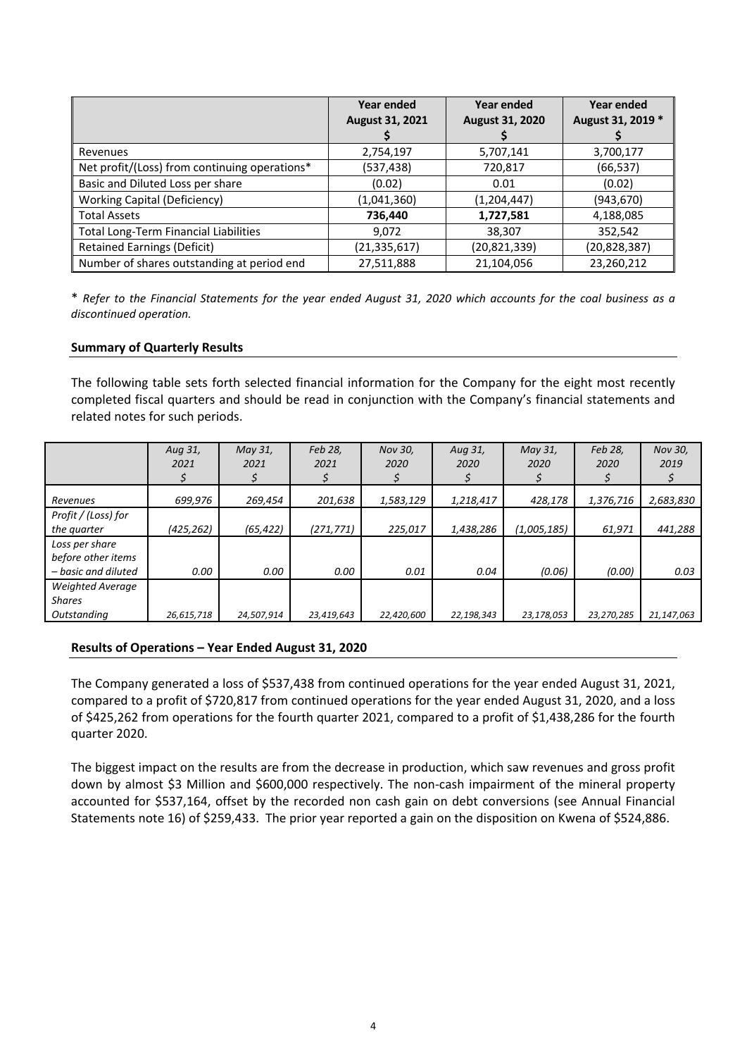| | Year ended August 31, 2021 $ | Year ended August 31, 2020 $ | Year ended August 31, 2019 * $ |
|---|---|---|---|
| Revenues | 2,754,197 | 5,707,141 | 3,700,177 |
| Net profit/(Loss) from continuing operations* | (537,438) | 720,817 | (66,537) |
| Basic and Diluted Loss per share | (0.02) | 0.01 | (0.02) |
| Working Capital (Deficiency) | (1,041,360) | (1,204,447) | (943,670) |
| Total Assets | **736,440** | **1,727,581** | 4,188,085 |
| Total Long-Term Financial Liabilities | 9,072 | 38,307 | 352,542 |
| Retained Earnings (Deficit) | (21,335,617) | (20,821,339) | (20,828,387) |
| Number of shares outstanding at period end | 27,511,888 | 21,104,056 | 23,260,212 |

\* *Refer to the Financial Statements for the year ended August 31, 2020 which accounts for the coal business as a discontinued operation.*

**Summary of Quarterly Results**

The following table sets forth selected financial information for the Company for the eight most recently completed fiscal quarters and should be read in conjunction with the Company's financial statements and related notes for such periods.

| | *Aug 31, 2021 $* | *May 31, 2021 $* | *Feb 28, 2021 $* | *Nov 30, 2020 $* | *Aug 31, 2020 $* | *May 31, 2020 $* | *Feb 28, 2020 $* | *Nov 30, 2019 $* |
|---|---|---|---|---|---|---|---|---|
| *Revenues* | *699,976* | *269,454* | *201,638* | *1,583,129* | *1,218,417* | *428,178* | *1,376,716* | *2,683,830* |
| *Profit / (Loss) for the quarter* | *(425,262)* | *(65,422)* | *(271,771)* | *225,017* | *1,438,286* | *(1,005,185)* | *61,971* | *441,288* |
| *Loss per share before other items – basic and diluted* | *0.00* | *0.00* | *0.00* | *0.01* | *0.04* | *(0.06)* | *(0.00)* | *0.03* |
| *Weighted Average Shares Outstanding* | *26,615,718* | *24,507,914* | *23,419,643* | *22,420,600* | *22,198,343* | *23,178,053* | *23,270,285* | *21,147,063* |

**Results of Operations – Year Ended August 31, 2020**

The Company generated a loss of $537,438 from continued operations for the year ended August 31, 2021, compared to a profit of $720,817 from continued operations for the year ended August 31, 2020, and a loss of $425,262 from operations for the fourth quarter 2021, compared to a profit of $1,438,286 for the fourth quarter 2020.

The biggest impact on the results are from the decrease in production, which saw revenues and gross profit down by almost $3 Million and $600,000 respectively. The non-cash impairment of the mineral property accounted for $537,164, offset by the recorded non cash gain on debt conversions (see Annual Financial Statements note 16) of $259,433. The prior year reported a gain on the disposition on Kwena of $524,886.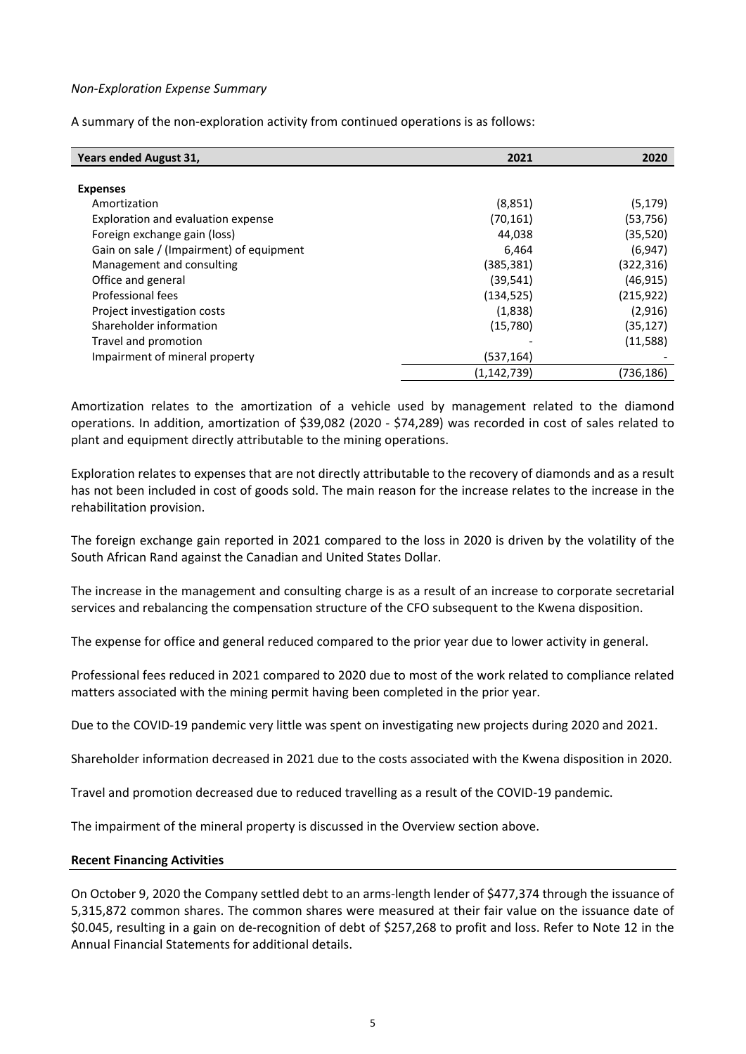*Non-Exploration Expense Summary*

A summary of the non-exploration activity from continued operations is as follows:

| Years ended August 31, | 2021 | 2020 |
|---|---|---|
| **Expenses** | | |
| Amortization | (8,851) | (5,179) |
| Exploration and evaluation expense | (70,161) | (53,756) |
| Foreign exchange gain (loss) | 44,038 | (35,520) |
| Gain on sale / (Impairment) of equipment | 6,464 | (6,947) |
| Management and consulting | (385,381) | (322,316) |
| Office and general | (39,541) | (46,915) |
| Professional fees | (134,525) | (215,922) |
| Project investigation costs | (1,838) | (2,916) |
| Shareholder information | (15,780) | (35,127) |
| Travel and promotion | - | (11,588) |
| Impairment of mineral property | (537,164) | - |
| | (1,142,739) | (736,186) |

Amortization relates to the amortization of a vehicle used by management related to the diamond operations. In addition, amortization of $39,082 (2020 - $74,289) was recorded in cost of sales related to plant and equipment directly attributable to the mining operations.

Exploration relates to expenses that are not directly attributable to the recovery of diamonds and as a result has not been included in cost of goods sold. The main reason for the increase relates to the increase in the rehabilitation provision.

The foreign exchange gain reported in 2021 compared to the loss in 2020 is driven by the volatility of the South African Rand against the Canadian and United States Dollar.

The increase in the management and consulting charge is as a result of an increase to corporate secretarial services and rebalancing the compensation structure of the CFO subsequent to the Kwena disposition.

The expense for office and general reduced compared to the prior year due to lower activity in general.

Professional fees reduced in 2021 compared to 2020 due to most of the work related to compliance related matters associated with the mining permit having been completed in the prior year.

Due to the COVID-19 pandemic very little was spent on investigating new projects during 2020 and 2021.

Shareholder information decreased in 2021 due to the costs associated with the Kwena disposition in 2020.

Travel and promotion decreased due to reduced travelling as a result of the COVID-19 pandemic.

The impairment of the mineral property is discussed in the Overview section above.

## Recent Financing Activities

On October 9, 2020 the Company settled debt to an arms-length lender of $477,374 through the issuance of 5,315,872 common shares. The common shares were measured at their fair value on the issuance date of $0.045, resulting in a gain on de-recognition of debt of $257,268 to profit and loss. Refer to Note 12 in the Annual Financial Statements for additional details.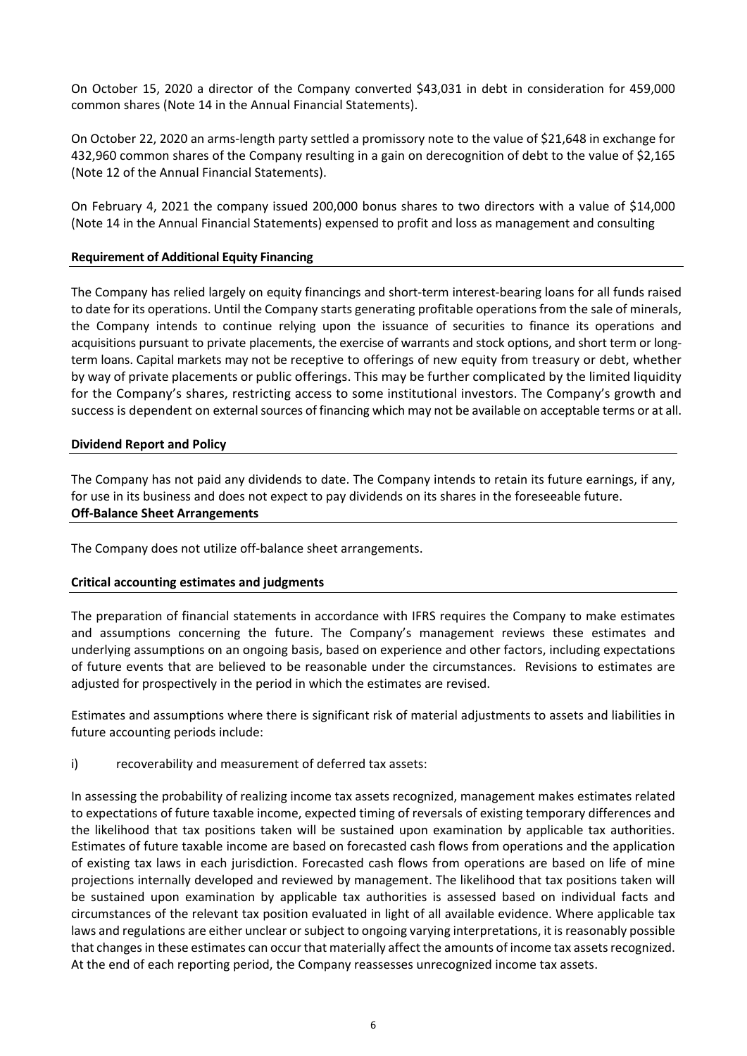On October 15, 2020 a director of the Company converted $43,031 in debt in consideration for 459,000 common shares (Note 14 in the Annual Financial Statements).

On October 22, 2020 an arms-length party settled a promissory note to the value of $21,648 in exchange for 432,960 common shares of the Company resulting in a gain on derecognition of debt to the value of $2,165 (Note 12 of the Annual Financial Statements).

On February 4, 2021 the company issued 200,000 bonus shares to two directors with a value of $14,000 (Note 14 in the Annual Financial Statements) expensed to profit and loss as management and consulting

**Requirement of Additional Equity Financing**

The Company has relied largely on equity financings and short-term interest-bearing loans for all funds raised to date for its operations. Until the Company starts generating profitable operations from the sale of minerals, the Company intends to continue relying upon the issuance of securities to finance its operations and acquisitions pursuant to private placements, the exercise of warrants and stock options, and short term or long-term loans. Capital markets may not be receptive to offerings of new equity from treasury or debt, whether by way of private placements or public offerings. This may be further complicated by the limited liquidity for the Company's shares, restricting access to some institutional investors. The Company's growth and success is dependent on external sources of financing which may not be available on acceptable terms or at all.

**Dividend Report and Policy**

The Company has not paid any dividends to date. The Company intends to retain its future earnings, if any, for use in its business and does not expect to pay dividends on its shares in the foreseeable future.

**Off-Balance Sheet Arrangements**

The Company does not utilize off-balance sheet arrangements.

**Critical accounting estimates and judgments**

The preparation of financial statements in accordance with IFRS requires the Company to make estimates and assumptions concerning the future. The Company's management reviews these estimates and underlying assumptions on an ongoing basis, based on experience and other factors, including expectations of future events that are believed to be reasonable under the circumstances. Revisions to estimates are adjusted for prospectively in the period in which the estimates are revised.

Estimates and assumptions where there is significant risk of material adjustments to assets and liabilities in future accounting periods include:

i) recoverability and measurement of deferred tax assets:

In assessing the probability of realizing income tax assets recognized, management makes estimates related to expectations of future taxable income, expected timing of reversals of existing temporary differences and the likelihood that tax positions taken will be sustained upon examination by applicable tax authorities. Estimates of future taxable income are based on forecasted cash flows from operations and the application of existing tax laws in each jurisdiction. Forecasted cash flows from operations are based on life of mine projections internally developed and reviewed by management. The likelihood that tax positions taken will be sustained upon examination by applicable tax authorities is assessed based on individual facts and circumstances of the relevant tax position evaluated in light of all available evidence. Where applicable tax laws and regulations are either unclear or subject to ongoing varying interpretations, it is reasonably possible that changes in these estimates can occur that materially affect the amounts of income tax assets recognized. At the end of each reporting period, the Company reassesses unrecognized income tax assets.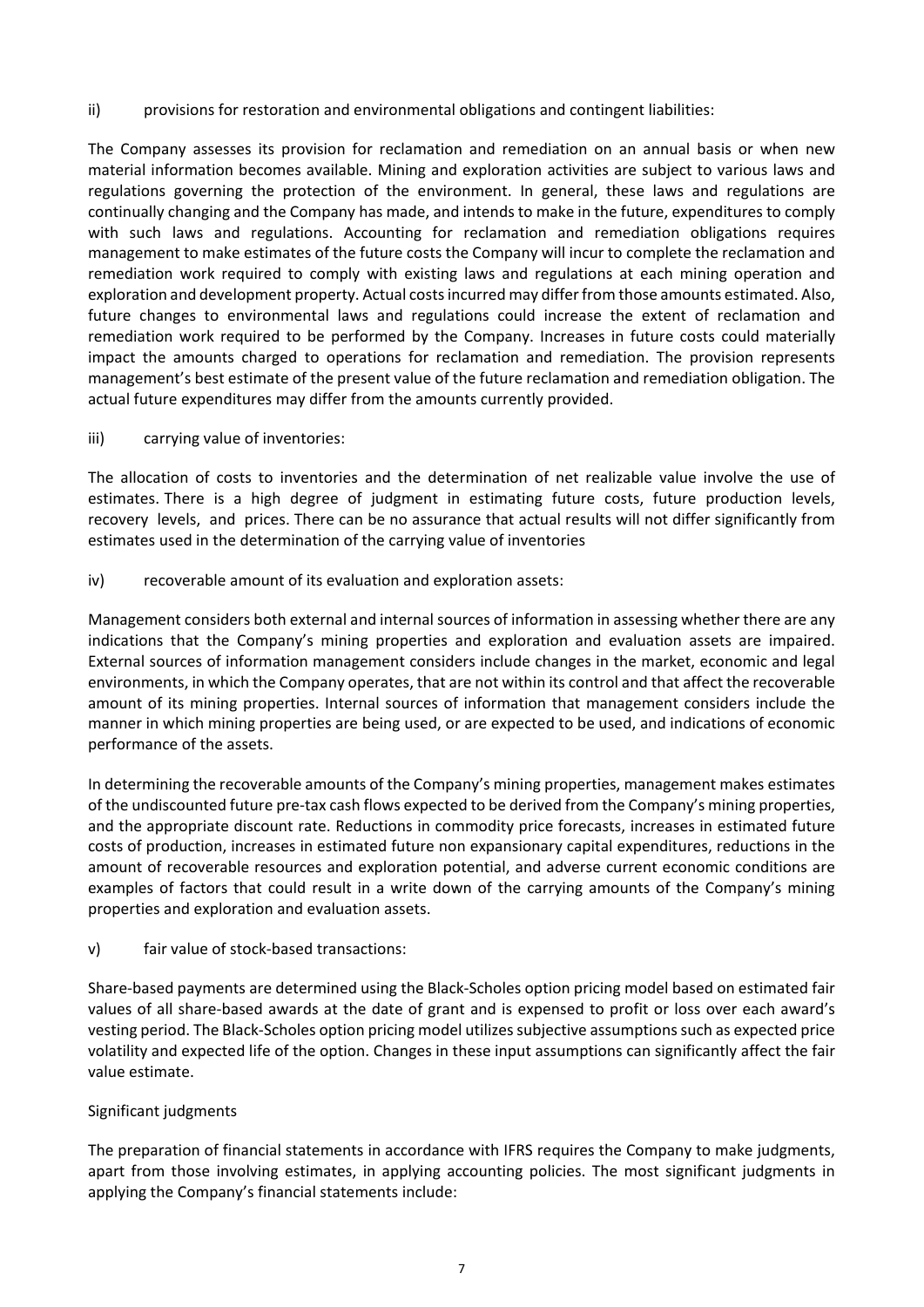ii) provisions for restoration and environmental obligations and contingent liabilities:

The Company assesses its provision for reclamation and remediation on an annual basis or when new material information becomes available. Mining and exploration activities are subject to various laws and regulations governing the protection of the environment. In general, these laws and regulations are continually changing and the Company has made, and intends to make in the future, expenditures to comply with such laws and regulations. Accounting for reclamation and remediation obligations requires management to make estimates of the future costs the Company will incur to complete the reclamation and remediation work required to comply with existing laws and regulations at each mining operation and exploration and development property. Actual costs incurred may differ from those amounts estimated. Also, future changes to environmental laws and regulations could increase the extent of reclamation and remediation work required to be performed by the Company. Increases in future costs could materially impact the amounts charged to operations for reclamation and remediation. The provision represents management's best estimate of the present value of the future reclamation and remediation obligation. The actual future expenditures may differ from the amounts currently provided.

iii) carrying value of inventories:

The allocation of costs to inventories and the determination of net realizable value involve the use of estimates. There is a high degree of judgment in estimating future costs, future production levels, recovery levels, and prices. There can be no assurance that actual results will not differ significantly from estimates used in the determination of the carrying value of inventories

iv) recoverable amount of its evaluation and exploration assets:

Management considers both external and internal sources of information in assessing whether there are any indications that the Company's mining properties and exploration and evaluation assets are impaired. External sources of information management considers include changes in the market, economic and legal environments, in which the Company operates, that are not within its control and that affect the recoverable amount of its mining properties. Internal sources of information that management considers include the manner in which mining properties are being used, or are expected to be used, and indications of economic performance of the assets.

In determining the recoverable amounts of the Company's mining properties, management makes estimates of the undiscounted future pre-tax cash flows expected to be derived from the Company's mining properties, and the appropriate discount rate. Reductions in commodity price forecasts, increases in estimated future costs of production, increases in estimated future non expansionary capital expenditures, reductions in the amount of recoverable resources and exploration potential, and adverse current economic conditions are examples of factors that could result in a write down of the carrying amounts of the Company's mining properties and exploration and evaluation assets.

v) fair value of stock-based transactions:

Share-based payments are determined using the Black-Scholes option pricing model based on estimated fair values of all share-based awards at the date of grant and is expensed to profit or loss over each award's vesting period. The Black-Scholes option pricing model utilizes subjective assumptions such as expected price volatility and expected life of the option. Changes in these input assumptions can significantly affect the fair value estimate.

Significant judgments

The preparation of financial statements in accordance with IFRS requires the Company to make judgments, apart from those involving estimates, in applying accounting policies. The most significant judgments in applying the Company's financial statements include: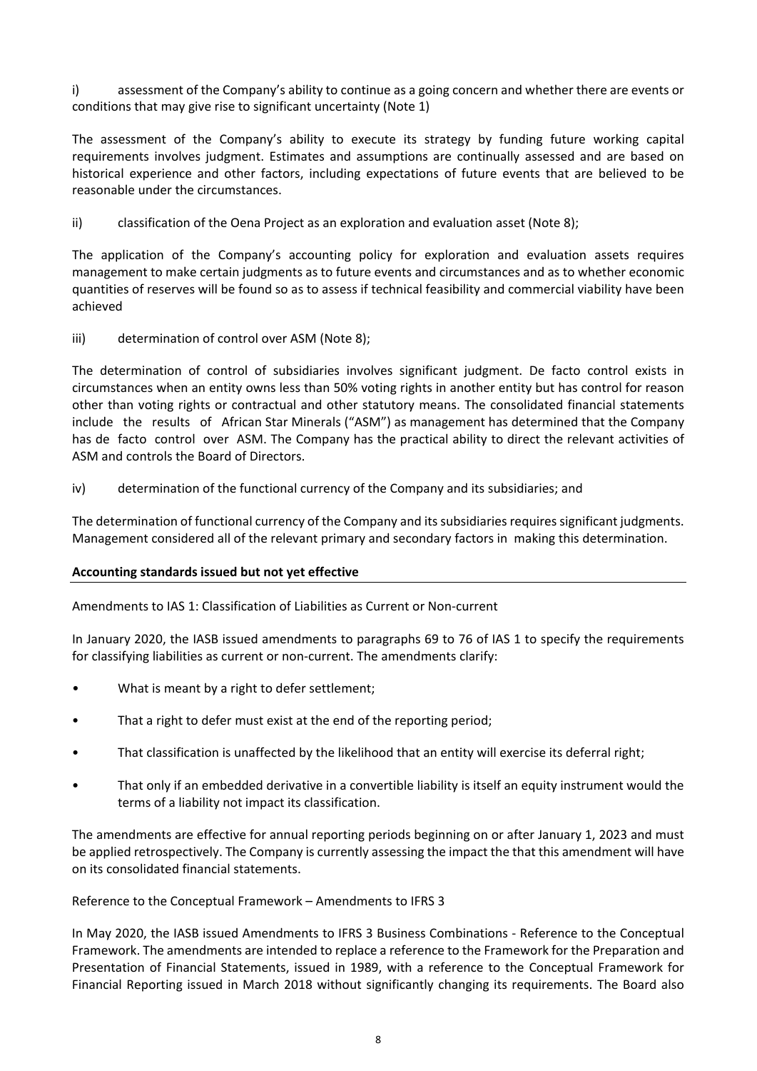i) assessment of the Company's ability to continue as a going concern and whether there are events or conditions that may give rise to significant uncertainty (Note 1)

The assessment of the Company's ability to execute its strategy by funding future working capital requirements involves judgment. Estimates and assumptions are continually assessed and are based on historical experience and other factors, including expectations of future events that are believed to be reasonable under the circumstances.

ii) classification of the Oena Project as an exploration and evaluation asset (Note 8);

The application of the Company's accounting policy for exploration and evaluation assets requires management to make certain judgments as to future events and circumstances and as to whether economic quantities of reserves will be found so as to assess if technical feasibility and commercial viability have been achieved

iii) determination of control over ASM (Note 8);

The determination of control of subsidiaries involves significant judgment. De facto control exists in circumstances when an entity owns less than 50% voting rights in another entity but has control for reason other than voting rights or contractual and other statutory means. The consolidated financial statements include the results of African Star Minerals ("ASM") as management has determined that the Company has de facto control over ASM. The Company has the practical ability to direct the relevant activities of ASM and controls the Board of Directors.

iv) determination of the functional currency of the Company and its subsidiaries; and

The determination of functional currency of the Company and its subsidiaries requires significant judgments. Management considered all of the relevant primary and secondary factors in making this determination.

**Accounting standards issued but not yet effective**

Amendments to IAS 1: Classification of Liabilities as Current or Non-current

In January 2020, the IASB issued amendments to paragraphs 69 to 76 of IAS 1 to specify the requirements for classifying liabilities as current or non-current. The amendments clarify:

- What is meant by a right to defer settlement;
- That a right to defer must exist at the end of the reporting period;
- That classification is unaffected by the likelihood that an entity will exercise its deferral right;
- That only if an embedded derivative in a convertible liability is itself an equity instrument would the terms of a liability not impact its classification.

The amendments are effective for annual reporting periods beginning on or after January 1, 2023 and must be applied retrospectively. The Company is currently assessing the impact the that this amendment will have on its consolidated financial statements.

Reference to the Conceptual Framework – Amendments to IFRS 3

In May 2020, the IASB issued Amendments to IFRS 3 Business Combinations - Reference to the Conceptual Framework. The amendments are intended to replace a reference to the Framework for the Preparation and Presentation of Financial Statements, issued in 1989, with a reference to the Conceptual Framework for Financial Reporting issued in March 2018 without significantly changing its requirements. The Board also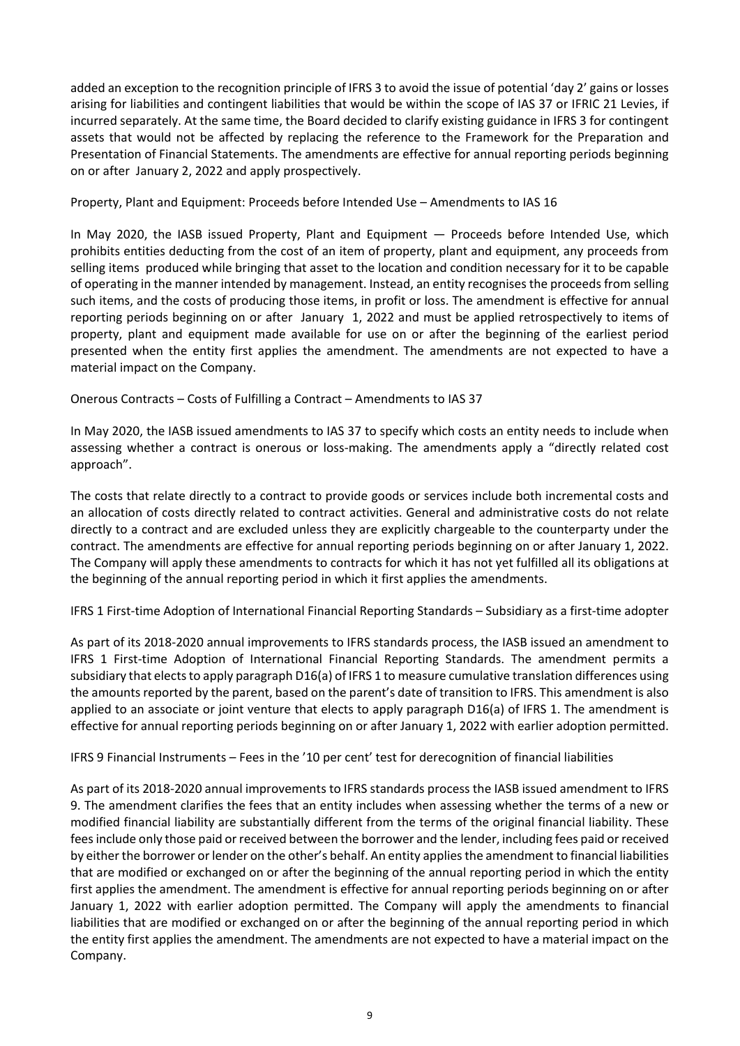added an exception to the recognition principle of IFRS 3 to avoid the issue of potential 'day 2' gains or losses arising for liabilities and contingent liabilities that would be within the scope of IAS 37 or IFRIC 21 Levies, if incurred separately. At the same time, the Board decided to clarify existing guidance in IFRS 3 for contingent assets that would not be affected by replacing the reference to the Framework for the Preparation and Presentation of Financial Statements. The amendments are effective for annual reporting periods beginning on or after January 2, 2022 and apply prospectively.

Property, Plant and Equipment: Proceeds before Intended Use – Amendments to IAS 16

In May 2020, the IASB issued Property, Plant and Equipment — Proceeds before Intended Use, which prohibits entities deducting from the cost of an item of property, plant and equipment, any proceeds from selling items produced while bringing that asset to the location and condition necessary for it to be capable of operating in the manner intended by management. Instead, an entity recognises the proceeds from selling such items, and the costs of producing those items, in profit or loss. The amendment is effective for annual reporting periods beginning on or after January 1, 2022 and must be applied retrospectively to items of property, plant and equipment made available for use on or after the beginning of the earliest period presented when the entity first applies the amendment. The amendments are not expected to have a material impact on the Company.

Onerous Contracts – Costs of Fulfilling a Contract – Amendments to IAS 37

In May 2020, the IASB issued amendments to IAS 37 to specify which costs an entity needs to include when assessing whether a contract is onerous or loss-making. The amendments apply a "directly related cost approach".

The costs that relate directly to a contract to provide goods or services include both incremental costs and an allocation of costs directly related to contract activities. General and administrative costs do not relate directly to a contract and are excluded unless they are explicitly chargeable to the counterparty under the contract. The amendments are effective for annual reporting periods beginning on or after January 1, 2022. The Company will apply these amendments to contracts for which it has not yet fulfilled all its obligations at the beginning of the annual reporting period in which it first applies the amendments.

IFRS 1 First-time Adoption of International Financial Reporting Standards – Subsidiary as a first-time adopter

As part of its 2018-2020 annual improvements to IFRS standards process, the IASB issued an amendment to IFRS 1 First-time Adoption of International Financial Reporting Standards. The amendment permits a subsidiary that elects to apply paragraph D16(a) of IFRS 1 to measure cumulative translation differences using the amounts reported by the parent, based on the parent's date of transition to IFRS. This amendment is also applied to an associate or joint venture that elects to apply paragraph D16(a) of IFRS 1. The amendment is effective for annual reporting periods beginning on or after January 1, 2022 with earlier adoption permitted.

IFRS 9 Financial Instruments – Fees in the '10 per cent' test for derecognition of financial liabilities

As part of its 2018-2020 annual improvements to IFRS standards process the IASB issued amendment to IFRS 9. The amendment clarifies the fees that an entity includes when assessing whether the terms of a new or modified financial liability are substantially different from the terms of the original financial liability. These fees include only those paid or received between the borrower and the lender, including fees paid or received by either the borrower or lender on the other's behalf. An entity applies the amendment to financial liabilities that are modified or exchanged on or after the beginning of the annual reporting period in which the entity first applies the amendment. The amendment is effective for annual reporting periods beginning on or after January 1, 2022 with earlier adoption permitted. The Company will apply the amendments to financial liabilities that are modified or exchanged on or after the beginning of the annual reporting period in which the entity first applies the amendment. The amendments are not expected to have a material impact on the Company.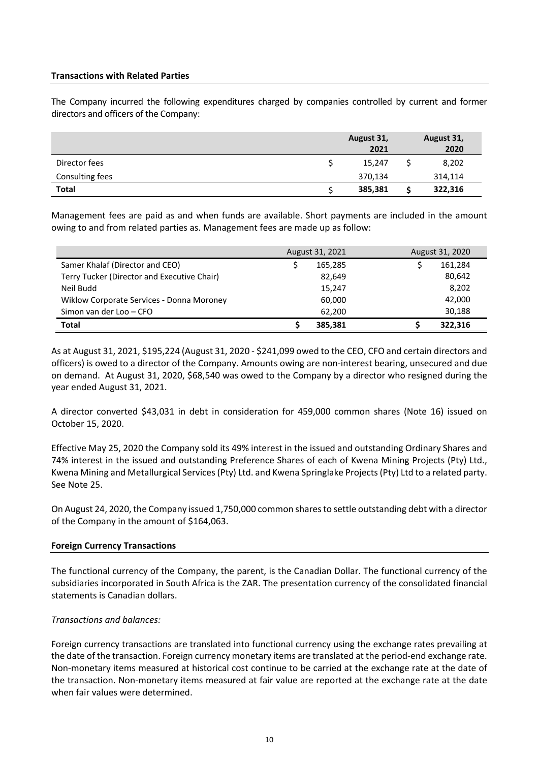**Transactions with Related Parties**

The Company incurred the following expenditures charged by companies controlled by current and former directors and officers of the Company:

| | August 31, 2021 | August 31, 2020 |
|---|---|---|
| Director fees | $ 15,247 | $ 8,202 |
| Consulting fees | 370,134 | 314,114 |
| **Total** | **$ 385,381** | **$ 322,316** |

Management fees are paid as and when funds are available. Short payments are included in the amount owing to and from related parties as. Management fees are made up as follow:

| | August 31, 2021 | August 31, 2020 |
|---|---|---|
| Samer Khalaf (Director and CEO) | $ 165,285 | $ 161,284 |
| Terry Tucker (Director and Executive Chair) | 82,649 | 80,642 |
| Neil Budd | 15,247 | 8,202 |
| Wiklow Corporate Services - Donna Moroney | 60,000 | 42,000 |
| Simon van der Loo – CFO | 62,200 | 30,188 |
| **Total** | **$ 385,381** | **$ 322,316** |

As at August 31, 2021, $195,224 (August 31, 2020 - $241,099 owed to the CEO, CFO and certain directors and officers) is owed to a director of the Company. Amounts owing are non-interest bearing, unsecured and due on demand. At August 31, 2020, $68,540 was owed to the Company by a director who resigned during the year ended August 31, 2021.

A director converted $43,031 in debt in consideration for 459,000 common shares (Note 16) issued on October 15, 2020.

Effective May 25, 2020 the Company sold its 49% interest in the issued and outstanding Ordinary Shares and 74% interest in the issued and outstanding Preference Shares of each of Kwena Mining Projects (Pty) Ltd., Kwena Mining and Metallurgical Services (Pty) Ltd. and Kwena Springlake Projects (Pty) Ltd to a related party. See Note 25.

On August 24, 2020, the Company issued 1,750,000 common shares to settle outstanding debt with a director of the Company in the amount of $164,063.

**Foreign Currency Transactions**

The functional currency of the Company, the parent, is the Canadian Dollar. The functional currency of the subsidiaries incorporated in South Africa is the ZAR. The presentation currency of the consolidated financial statements is Canadian dollars.

*Transactions and balances:*

Foreign currency transactions are translated into functional currency using the exchange rates prevailing at the date of the transaction. Foreign currency monetary items are translated at the period-end exchange rate. Non-monetary items measured at historical cost continue to be carried at the exchange rate at the date of the transaction. Non-monetary items measured at fair value are reported at the exchange rate at the date when fair values were determined.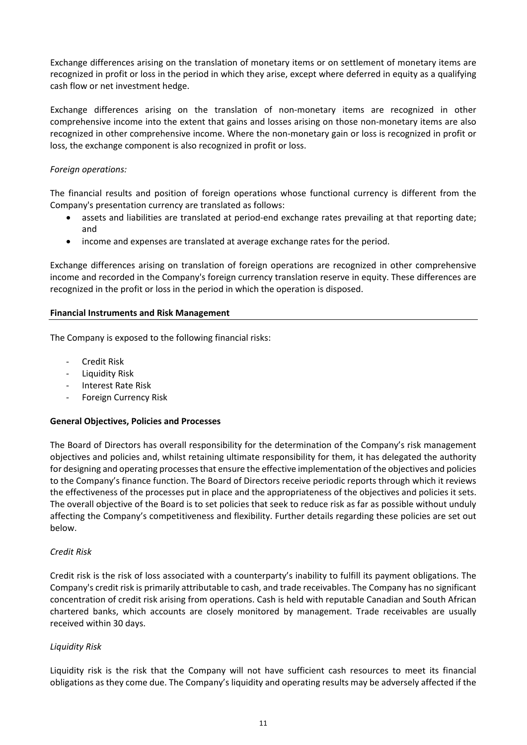Exchange differences arising on the translation of monetary items or on settlement of monetary items are recognized in profit or loss in the period in which they arise, except where deferred in equity as a qualifying cash flow or net investment hedge.

Exchange differences arising on the translation of non-monetary items are recognized in other comprehensive income into the extent that gains and losses arising on those non-monetary items are also recognized in other comprehensive income. Where the non-monetary gain or loss is recognized in profit or loss, the exchange component is also recognized in profit or loss.

*Foreign operations:*

The financial results and position of foreign operations whose functional currency is different from the Company's presentation currency are translated as follows:

- assets and liabilities are translated at period-end exchange rates prevailing at that reporting date; and
- income and expenses are translated at average exchange rates for the period.

Exchange differences arising on translation of foreign operations are recognized in other comprehensive income and recorded in the Company's foreign currency translation reserve in equity. These differences are recognized in the profit or loss in the period in which the operation is disposed.

## Financial Instruments and Risk Management

The Company is exposed to the following financial risks:

- Credit Risk
- Liquidity Risk
- Interest Rate Risk
- Foreign Currency Risk

### General Objectives, Policies and Processes

The Board of Directors has overall responsibility for the determination of the Company's risk management objectives and policies and, whilst retaining ultimate responsibility for them, it has delegated the authority for designing and operating processes that ensure the effective implementation of the objectives and policies to the Company's finance function. The Board of Directors receive periodic reports through which it reviews the effectiveness of the processes put in place and the appropriateness of the objectives and policies it sets. The overall objective of the Board is to set policies that seek to reduce risk as far as possible without unduly affecting the Company's competitiveness and flexibility. Further details regarding these policies are set out below.

*Credit Risk*

Credit risk is the risk of loss associated with a counterparty's inability to fulfill its payment obligations. The Company's credit risk is primarily attributable to cash, and trade receivables. The Company has no significant concentration of credit risk arising from operations. Cash is held with reputable Canadian and South African chartered banks, which accounts are closely monitored by management. Trade receivables are usually received within 30 days.

*Liquidity Risk*

Liquidity risk is the risk that the Company will not have sufficient cash resources to meet its financial obligations as they come due. The Company's liquidity and operating results may be adversely affected if the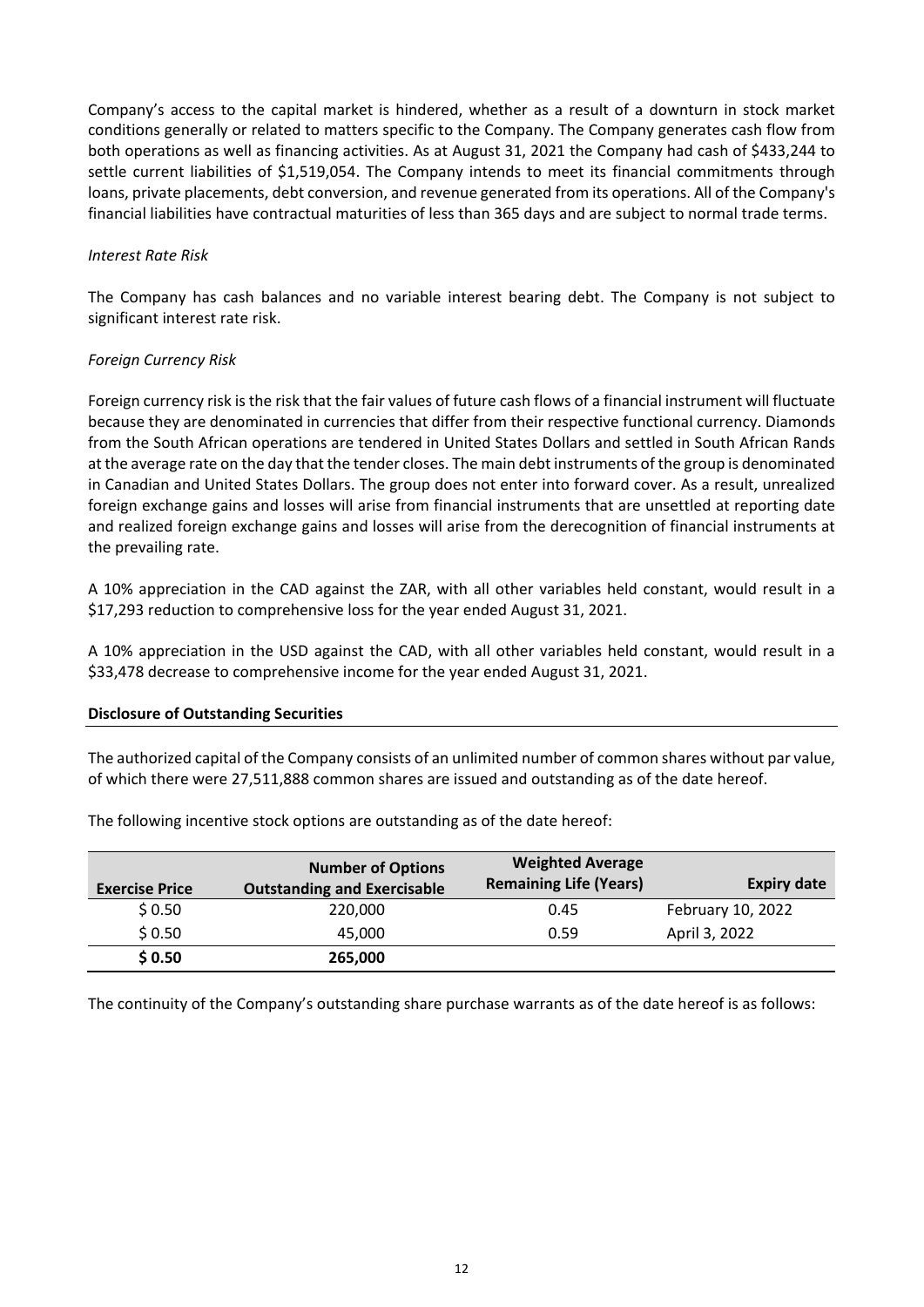Company's access to the capital market is hindered, whether as a result of a downturn in stock market conditions generally or related to matters specific to the Company. The Company generates cash flow from both operations as well as financing activities. As at August 31, 2021 the Company had cash of $433,244 to settle current liabilities of $1,519,054. The Company intends to meet its financial commitments through loans, private placements, debt conversion, and revenue generated from its operations. All of the Company's financial liabilities have contractual maturities of less than 365 days and are subject to normal trade terms.

*Interest Rate Risk*

The Company has cash balances and no variable interest bearing debt. The Company is not subject to significant interest rate risk.

*Foreign Currency Risk*

Foreign currency risk is the risk that the fair values of future cash flows of a financial instrument will fluctuate because they are denominated in currencies that differ from their respective functional currency. Diamonds from the South African operations are tendered in United States Dollars and settled in South African Rands at the average rate on the day that the tender closes. The main debt instruments of the group is denominated in Canadian and United States Dollars. The group does not enter into forward cover. As a result, unrealized foreign exchange gains and losses will arise from financial instruments that are unsettled at reporting date and realized foreign exchange gains and losses will arise from the derecognition of financial instruments at the prevailing rate.

A 10% appreciation in the CAD against the ZAR, with all other variables held constant, would result in a $17,293 reduction to comprehensive loss for the year ended August 31, 2021.

A 10% appreciation in the USD against the CAD, with all other variables held constant, would result in a $33,478 decrease to comprehensive income for the year ended August 31, 2021.

**Disclosure of Outstanding Securities**

The authorized capital of the Company consists of an unlimited number of common shares without par value, of which there were 27,511,888 common shares are issued and outstanding as of the date hereof.

The following incentive stock options are outstanding as of the date hereof:

| Exercise Price | Number of Options Outstanding and Exercisable | Weighted Average Remaining Life (Years) | Expiry date |
|---|---|---|---|
| $ 0.50 | 220,000 | 0.45 | February 10, 2022 |
| $ 0.50 | 45,000 | 0.59 | April 3, 2022 |
| **$ 0.50** | **265,000** | | |

The continuity of the Company's outstanding share purchase warrants as of the date hereof is as follows: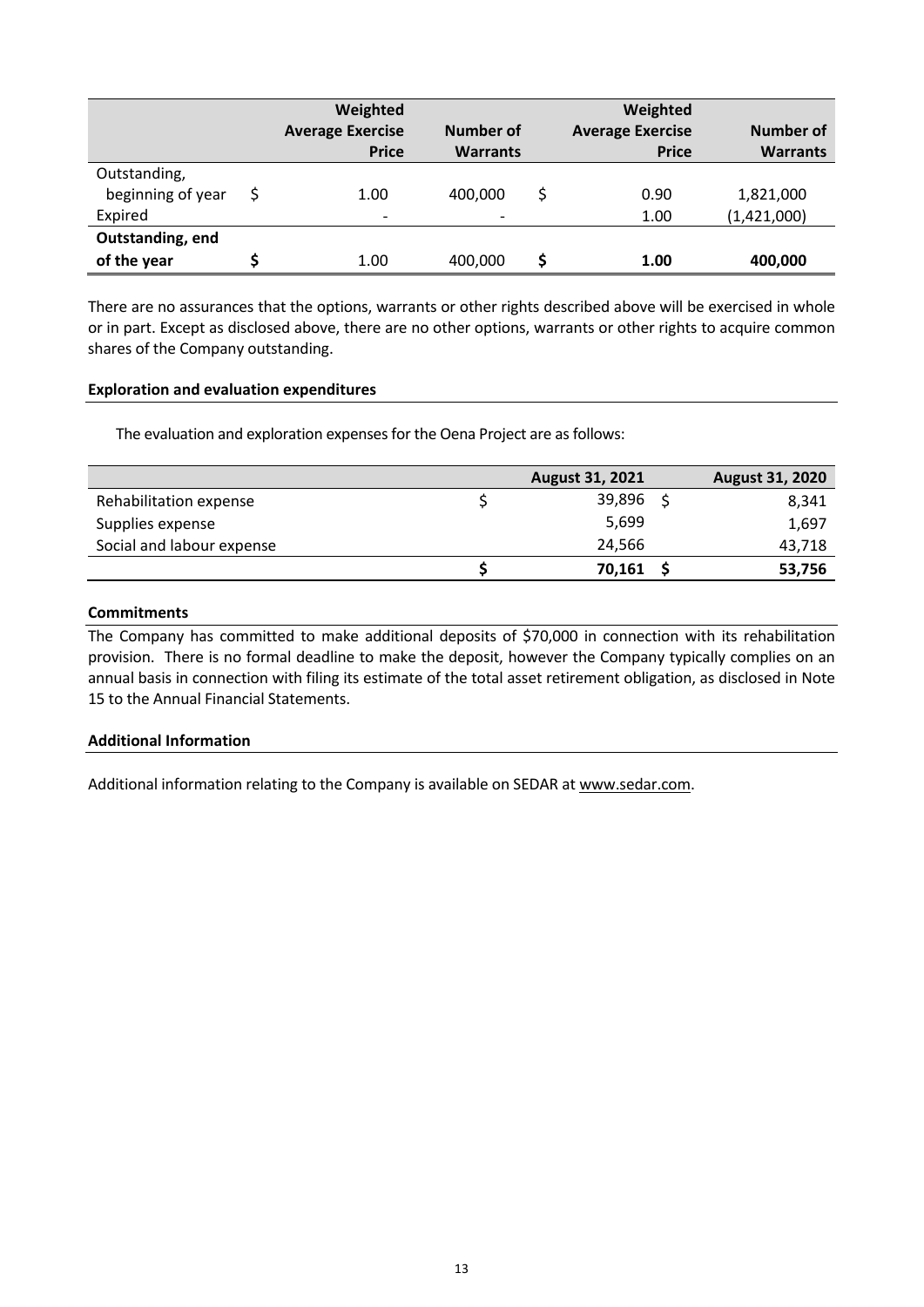| | Weighted Average Exercise Price | Number of Warrants | Weighted Average Exercise Price | Number of Warrants |
|---|---|---|---|---|
| Outstanding, beginning of year | $ 1.00 | 400,000 | $ 0.90 | 1,821,000 |
| Expired | - | - | 1.00 | (1,421,000) |
| **Outstanding, end of the year** | **$** 1.00 | 400,000 | **$ 1.00** | **400,000** |

There are no assurances that the options, warrants or other rights described above will be exercised in whole or in part. Except as disclosed above, there are no other options, warrants or other rights to acquire common shares of the Company outstanding.

**Exploration and evaluation expenditures**

The evaluation and exploration expenses for the Oena Project are as follows:

| | August 31, 2021 | August 31, 2020 |
|---|---|---|
| Rehabilitation expense | $ 39,896 | $ 8,341 |
| Supplies expense | 5,699 | 1,697 |
| Social and labour expense | 24,566 | 43,718 |
| | **$ 70,161** | **$ 53,756** |

**Commitments**

The Company has committed to make additional deposits of $70,000 in connection with its rehabilitation provision. There is no formal deadline to make the deposit, however the Company typically complies on an annual basis in connection with filing its estimate of the total asset retirement obligation, as disclosed in Note 15 to the Annual Financial Statements.

**Additional Information**

Additional information relating to the Company is available on SEDAR at www.sedar.com.